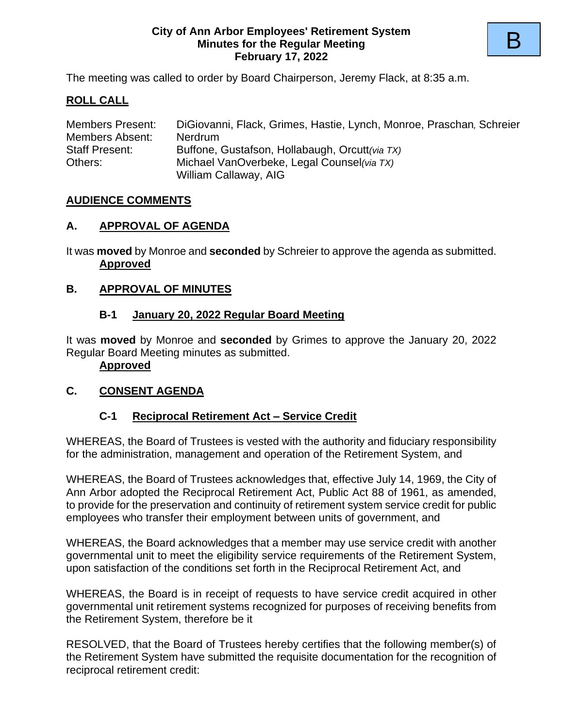B

**City of Ann Arbor Employees' Retirement System**
**Minutes for the Regular Meeting**
**February 17, 2022**

The meeting was called to order by Board Chairperson, Jeremy Flack, at 8:35 a.m.

## ROLL CALL

| | |
|---|---|
| Members Present: | DiGiovanni, Flack, Grimes, Hastie, Lynch, Monroe, Praschan, Schreier |
| Members Absent: | Nerdrum |
| Staff Present: | Buffone, Gustafson, Hollabaugh, Orcutt*(via TX)* |
| Others: | Michael VanOverbeke, Legal Counsel*(via TX)* |
| | William Callaway, AIG |

## AUDIENCE COMMENTS

## A. APPROVAL OF AGENDA

It was **moved** by Monroe and **seconded** by Schreier to approve the agenda as submitted.
**Approved**

## B. APPROVAL OF MINUTES

### B-1 January 20, 2022 Regular Board Meeting

It was **moved** by Monroe and **seconded** by Grimes to approve the January 20, 2022 Regular Board Meeting minutes as submitted.
**Approved**

## C. CONSENT AGENDA

### C-1 Reciprocal Retirement Act – Service Credit

WHEREAS, the Board of Trustees is vested with the authority and fiduciary responsibility for the administration, management and operation of the Retirement System, and

WHEREAS, the Board of Trustees acknowledges that, effective July 14, 1969, the City of Ann Arbor adopted the Reciprocal Retirement Act, Public Act 88 of 1961, as amended, to provide for the preservation and continuity of retirement system service credit for public employees who transfer their employment between units of government, and

WHEREAS, the Board acknowledges that a member may use service credit with another governmental unit to meet the eligibility service requirements of the Retirement System, upon satisfaction of the conditions set forth in the Reciprocal Retirement Act, and

WHEREAS, the Board is in receipt of requests to have service credit acquired in other governmental unit retirement systems recognized for purposes of receiving benefits from the Retirement System, therefore be it

RESOLVED, that the Board of Trustees hereby certifies that the following member(s) of the Retirement System have submitted the requisite documentation for the recognition of reciprocal retirement credit: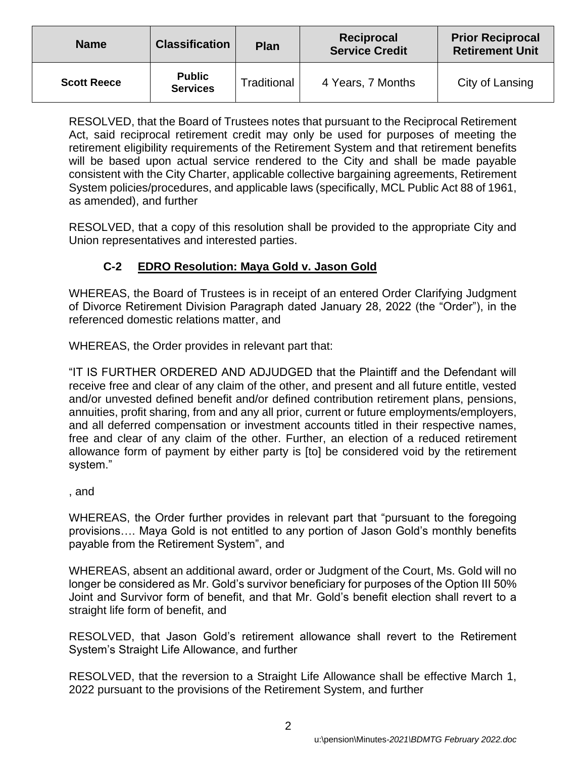| Name | Classification | Plan | Reciprocal Service Credit | Prior Reciprocal Retirement Unit |
|---|---|---|---|---|
| **Scott Reece** | **Public Services** | Traditional | 4 Years, 7 Months | City of Lansing |

RESOLVED, that the Board of Trustees notes that pursuant to the Reciprocal Retirement Act, said reciprocal retirement credit may only be used for purposes of meeting the retirement eligibility requirements of the Retirement System and that retirement benefits will be based upon actual service rendered to the City and shall be made payable consistent with the City Charter, applicable collective bargaining agreements, Retirement System policies/procedures, and applicable laws (specifically, MCL Public Act 88 of 1961, as amended), and further

RESOLVED, that a copy of this resolution shall be provided to the appropriate City and Union representatives and interested parties.

### C-2 EDRO Resolution: Maya Gold v. Jason Gold

WHEREAS, the Board of Trustees is in receipt of an entered Order Clarifying Judgment of Divorce Retirement Division Paragraph dated January 28, 2022 (the "Order"), in the referenced domestic relations matter, and

WHEREAS, the Order provides in relevant part that:

"IT IS FURTHER ORDERED AND ADJUDGED that the Plaintiff and the Defendant will receive free and clear of any claim of the other, and present and all future entitle, vested and/or unvested defined benefit and/or defined contribution retirement plans, pensions, annuities, profit sharing, from and any all prior, current or future employments/employers, and all deferred compensation or investment accounts titled in their respective names, free and clear of any claim of the other. Further, an election of a reduced retirement allowance form of payment by either party is [to] be considered void by the retirement system."

, and

WHEREAS, the Order further provides in relevant part that "pursuant to the foregoing provisions…. Maya Gold is not entitled to any portion of Jason Gold's monthly benefits payable from the Retirement System", and

WHEREAS, absent an additional award, order or Judgment of the Court, Ms. Gold will no longer be considered as Mr. Gold's survivor beneficiary for purposes of the Option III 50% Joint and Survivor form of benefit, and that Mr. Gold's benefit election shall revert to a straight life form of benefit, and

RESOLVED, that Jason Gold's retirement allowance shall revert to the Retirement System's Straight Life Allowance, and further

RESOLVED, that the reversion to a Straight Life Allowance shall be effective March 1, 2022 pursuant to the provisions of the Retirement System, and further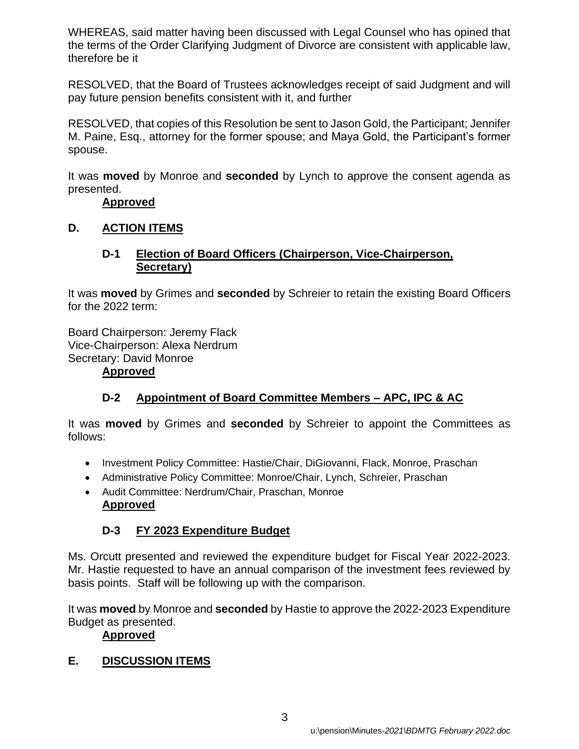WHEREAS, said matter having been discussed with Legal Counsel who has opined that the terms of the Order Clarifying Judgment of Divorce are consistent with applicable law, therefore be it

RESOLVED, that the Board of Trustees acknowledges receipt of said Judgment and will pay future pension benefits consistent with it, and further

RESOLVED, that copies of this Resolution be sent to Jason Gold, the Participant; Jennifer M. Paine, Esq., attorney for the former spouse; and Maya Gold, the Participant's former spouse.

It was **moved** by Monroe and **seconded** by Lynch to approve the consent agenda as presented.

**Approved**

## D. ACTION ITEMS

### D-1 Election of Board Officers (Chairperson, Vice-Chairperson, Secretary)

It was **moved** by Grimes and **seconded** by Schreier to retain the existing Board Officers for the 2022 term:

Board Chairperson: Jeremy Flack
Vice-Chairperson: Alexa Nerdrum
Secretary: David Monroe

**Approved**

### D-2 Appointment of Board Committee Members – APC, IPC & AC

It was **moved** by Grimes and **seconded** by Schreier to appoint the Committees as follows:

- Investment Policy Committee: Hastie/Chair, DiGiovanni, Flack, Monroe, Praschan
- Administrative Policy Committee: Monroe/Chair, Lynch, Schreier, Praschan
- Audit Committee: Nerdrum/Chair, Praschan, Monroe

**Approved**

### D-3 FY 2023 Expenditure Budget

Ms. Orcutt presented and reviewed the expenditure budget for Fiscal Year 2022-2023. Mr. Hastie requested to have an annual comparison of the investment fees reviewed by basis points. Staff will be following up with the comparison.

It was **moved** by Monroe and **seconded** by Hastie to approve the 2022-2023 Expenditure Budget as presented.

**Approved**

## E. DISCUSSION ITEMS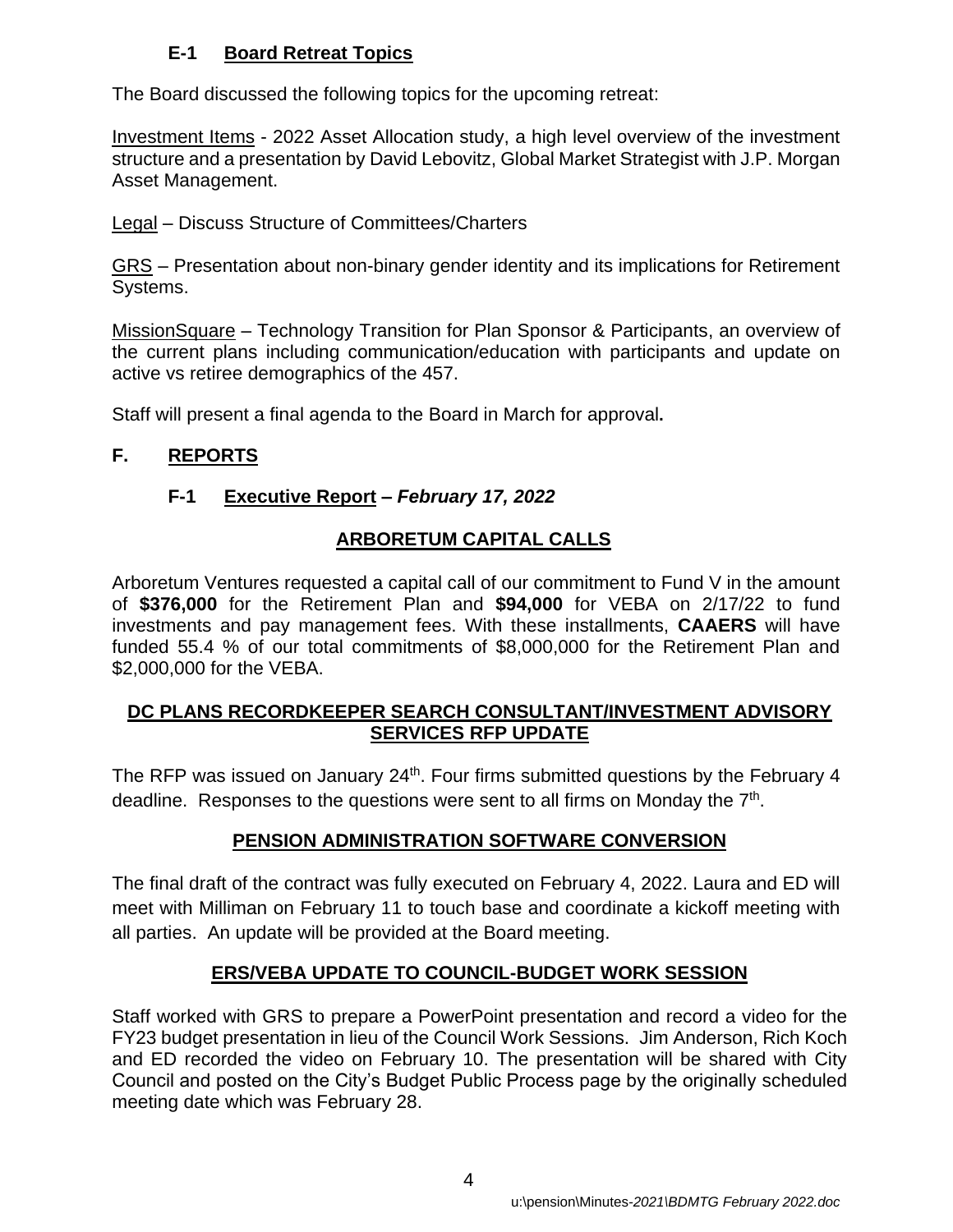### E-1 Board Retreat Topics

The Board discussed the following topics for the upcoming retreat:

Investment Items - 2022 Asset Allocation study, a high level overview of the investment structure and a presentation by David Lebovitz, Global Market Strategist with J.P. Morgan Asset Management.

Legal – Discuss Structure of Committees/Charters

GRS – Presentation about non-binary gender identity and its implications for Retirement Systems.

MissionSquare – Technology Transition for Plan Sponsor & Participants, an overview of the current plans including communication/education with participants and update on active vs retiree demographics of the 457.

Staff will present a final agenda to the Board in March for approval**.**

## F. REPORTS

### F-1 Executive Report – *February 17, 2022*

**ARBORETUM CAPITAL CALLS**

Arboretum Ventures requested a capital call of our commitment to Fund V in the amount of **$376,000** for the Retirement Plan and **$94,000** for VEBA on 2/17/22 to fund investments and pay management fees. With these installments, **CAAERS** will have funded 55.4 % of our total commitments of $8,000,000 for the Retirement Plan and $2,000,000 for the VEBA.

**DC PLANS RECORDKEEPER SEARCH CONSULTANT/INVESTMENT ADVISORY SERVICES RFP UPDATE**

The RFP was issued on January 24th. Four firms submitted questions by the February 4 deadline. Responses to the questions were sent to all firms on Monday the 7th.

**PENSION ADMINISTRATION SOFTWARE CONVERSION**

The final draft of the contract was fully executed on February 4, 2022. Laura and ED will meet with Milliman on February 11 to touch base and coordinate a kickoff meeting with all parties. An update will be provided at the Board meeting.

**ERS/VEBA UPDATE TO COUNCIL-BUDGET WORK SESSION**

Staff worked with GRS to prepare a PowerPoint presentation and record a video for the FY23 budget presentation in lieu of the Council Work Sessions. Jim Anderson, Rich Koch and ED recorded the video on February 10. The presentation will be shared with City Council and posted on the City's Budget Public Process page by the originally scheduled meeting date which was February 28.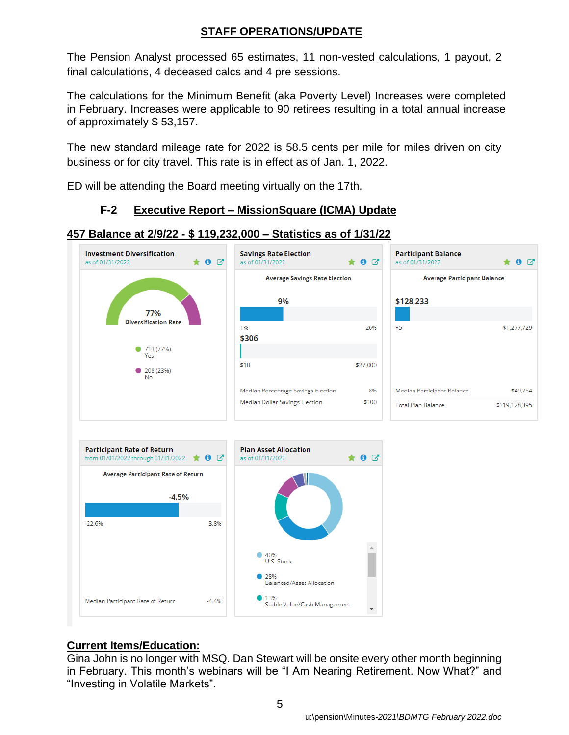## STAFF OPERATIONS/UPDATE

The Pension Analyst processed 65 estimates, 11 non-vested calculations, 1 payout, 2 final calculations, 4 deceased calcs and 4 pre sessions.

The calculations for the Minimum Benefit (aka Poverty Level) Increases were completed in February. Increases were applicable to 90 retirees resulting in a total annual increase of approximately $ 53,157.

The new standard mileage rate for 2022 is 58.5 cents per mile for miles driven on city business or for city travel. This rate is in effect as of Jan. 1, 2022.

ED will be attending the Board meeting virtually on the 17th.

### F-2 Executive Report – MissionSquare (ICMA) Update

**457 Balance at 2/9/22 - $ 119,232,000 – Statistics as of 1/31/22**

**Investment Diversification**
as of 01/31/2022

77% Diversification Rate

- 713 (77%) Yes
- 208 (23%) No

**Savings Rate Election**
as of 01/31/2022

Average Savings Rate Election

9% (range 1% – 26%)

$306 (range $10 – $27,000)

| | |
|---|---|
| Median Percentage Savings Election | 8% |
| Median Dollar Savings Election | $100 |

**Participant Balance**
as of 01/31/2022

Average Participant Balance

$128,233 (range $5 – $1,277,729)

| | |
|---|---|
| Median Participant Balance | $49,754 |
| Total Plan Balance | $119,128,395 |

**Participant Rate of Return**
from 01/01/2022 through 01/31/2022

Average Participant Rate of Return

-4.5% (range -22.6% – 3.8%)

| | |
|---|---|
| Median Participant Rate of Return | -4.4% |

**Plan Asset Allocation**
as of 01/31/2022

- 40% U.S. Stock
- 28% Balanced/Asset Allocation
- 13% Stable Value/Cash Management

**Current Items/Education:**

Gina John is no longer with MSQ. Dan Stewart will be onsite every other month beginning in February. This month's webinars will be "I Am Nearing Retirement. Now What?" and "Investing in Volatile Markets".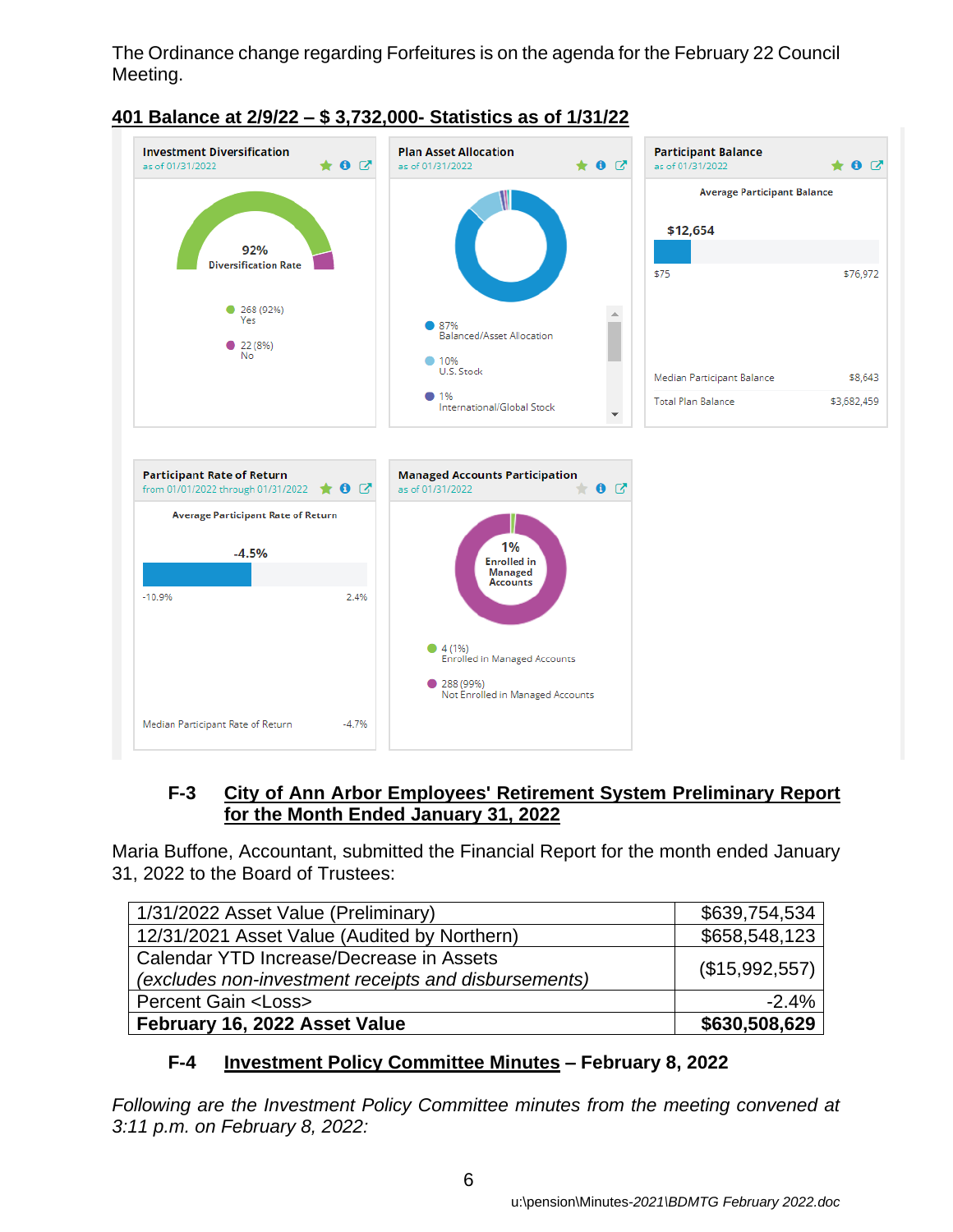The Ordinance change regarding Forfeitures is on the agenda for the February 22 Council Meeting.

**401 Balance at 2/9/22 – $ 3,732,000- Statistics as of 1/31/22**

**Investment Diversification**
as of 01/31/2022

92%
Diversification Rate

- 268 (92%) Yes
- 22 (8%) No

**Plan Asset Allocation**
as of 01/31/2022

- 87% Balanced/Asset Allocation
- 10% U.S. Stock
- 1% International/Global Stock

**Participant Balance**
as of 01/31/2022

Average Participant Balance

$12,654

$75 — $76,972

| | |
|---|---|
| Median Participant Balance | $8,643 |
| Total Plan Balance | $3,682,459 |

**Participant Rate of Return**
from 01/01/2022 through 01/31/2022

Average Participant Rate of Return

-4.5%

-10.9% — 2.4%

Median Participant Rate of Return -4.7%

**Managed Accounts Participation**
as of 01/31/2022

1% Enrolled in Managed Accounts

- 4 (1%) Enrolled in Managed Accounts
- 288 (99%) Not Enrolled in Managed Accounts

## F-3 City of Ann Arbor Employees' Retirement System Preliminary Report for the Month Ended January 31, 2022

Maria Buffone, Accountant, submitted the Financial Report for the month ended January 31, 2022 to the Board of Trustees:

| | |
|---|---|
| 1/31/2022 Asset Value (Preliminary) | $639,754,534 |
| 12/31/2021 Asset Value (Audited by Northern) | $658,548,123 |
| Calendar YTD Increase/Decrease in Assets *(excludes non-investment receipts and disbursements)* | ($15,992,557) |
| Percent Gain <Loss> | -2.4% |
| **February 16, 2022 Asset Value** | **$630,508,629** |

## F-4 Investment Policy Committee Minutes – February 8, 2022

*Following are the Investment Policy Committee minutes from the meeting convened at 3:11 p.m. on February 8, 2022:*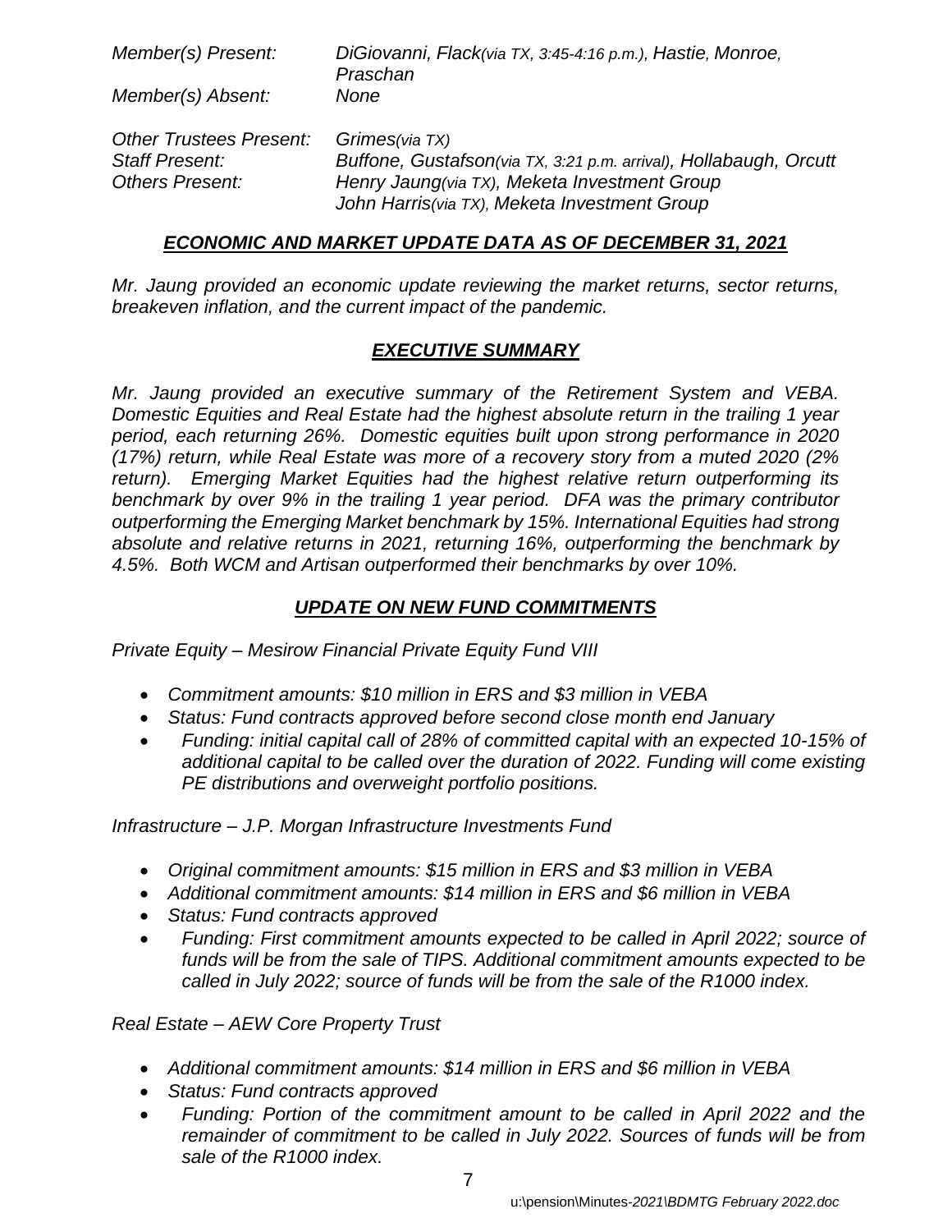*Member(s) Present:* *DiGiovanni, Flack(via TX, 3:45-4:16 p.m.), Hastie, Monroe, Praschan*
*Member(s) Absent:* *None*

*Other Trustees Present:* *Grimes(via TX)*
*Staff Present:* *Buffone, Gustafson(via TX, 3:21 p.m. arrival), Hollabaugh, Orcutt*
*Others Present:* *Henry Jaung(via TX), Meketa Investment Group*
*John Harris(via TX), Meketa Investment Group*

## ***ECONOMIC AND MARKET UPDATE DATA AS OF DECEMBER 31, 2021***

*Mr. Jaung provided an economic update reviewing the market returns, sector returns, breakeven inflation, and the current impact of the pandemic.*

## ***EXECUTIVE SUMMARY***

*Mr. Jaung provided an executive summary of the Retirement System and VEBA. Domestic Equities and Real Estate had the highest absolute return in the trailing 1 year period, each returning 26%. Domestic equities built upon strong performance in 2020 (17%) return, while Real Estate was more of a recovery story from a muted 2020 (2% return). Emerging Market Equities had the highest relative return outperforming its benchmark by over 9% in the trailing 1 year period. DFA was the primary contributor outperforming the Emerging Market benchmark by 15%. International Equities had strong absolute and relative returns in 2021, returning 16%, outperforming the benchmark by 4.5%. Both WCM and Artisan outperformed their benchmarks by over 10%.*

## ***UPDATE ON NEW FUND COMMITMENTS***

*Private Equity – Mesirow Financial Private Equity Fund VIII*

- *Commitment amounts: $10 million in ERS and $3 million in VEBA*
- *Status: Fund contracts approved before second close month end January*
- *Funding: initial capital call of 28% of committed capital with an expected 10-15% of additional capital to be called over the duration of 2022. Funding will come existing PE distributions and overweight portfolio positions.*

*Infrastructure – J.P. Morgan Infrastructure Investments Fund*

- *Original commitment amounts: $15 million in ERS and $3 million in VEBA*
- *Additional commitment amounts: $14 million in ERS and $6 million in VEBA*
- *Status: Fund contracts approved*
- *Funding: First commitment amounts expected to be called in April 2022; source of funds will be from the sale of TIPS. Additional commitment amounts expected to be called in July 2022; source of funds will be from the sale of the R1000 index.*

*Real Estate – AEW Core Property Trust*

- *Additional commitment amounts: $14 million in ERS and $6 million in VEBA*
- *Status: Fund contracts approved*
- *Funding: Portion of the commitment amount to be called in April 2022 and the remainder of commitment to be called in July 2022. Sources of funds will be from sale of the R1000 index.*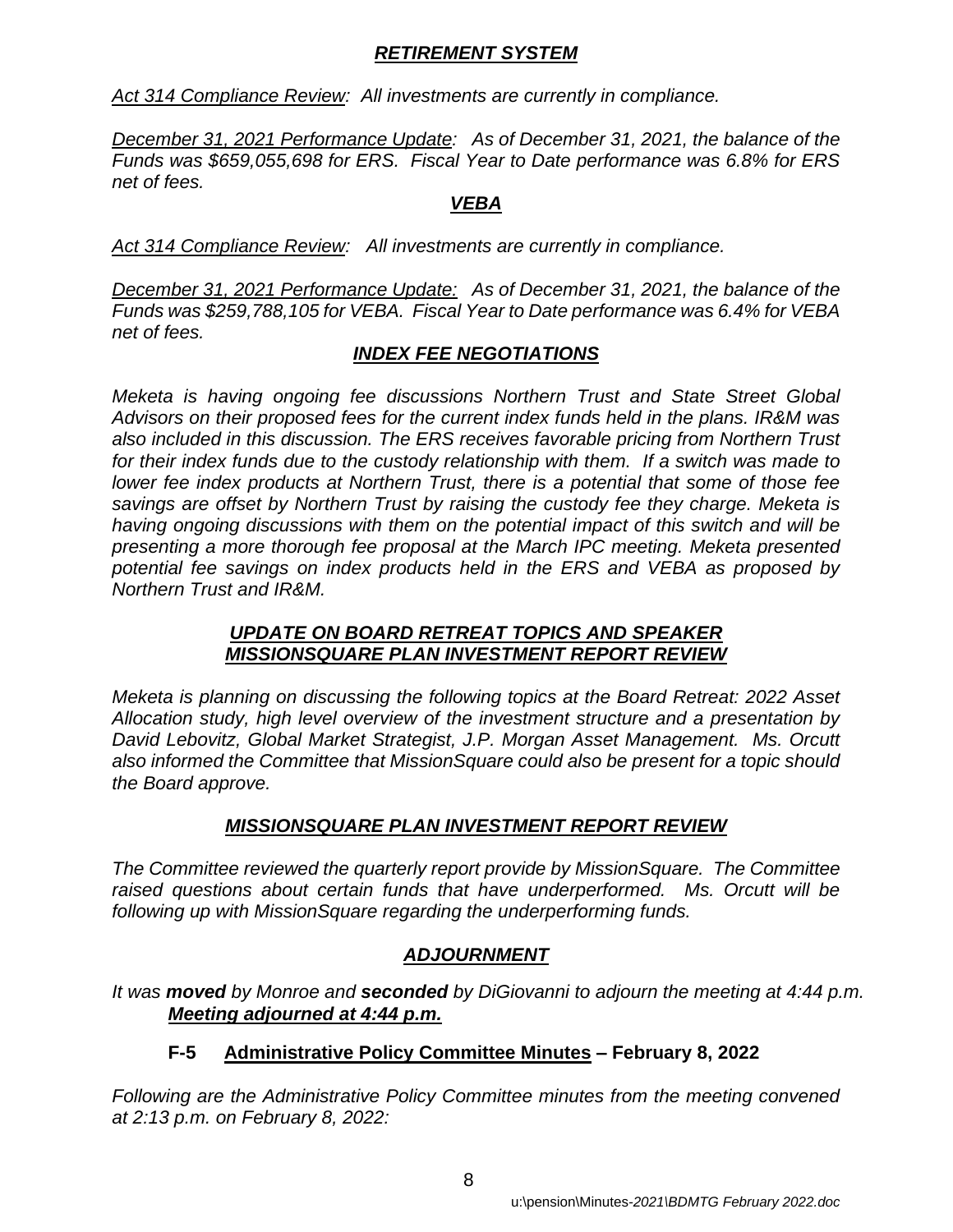## *RETIREMENT SYSTEM*

*Act 314 Compliance Review: All investments are currently in compliance.*

*December 31, 2021 Performance Update: As of December 31, 2021, the balance of the Funds was $659,055,698 for ERS. Fiscal Year to Date performance was 6.8% for ERS net of fees.*

## *VEBA*

*Act 314 Compliance Review: All investments are currently in compliance.*

*December 31, 2021 Performance Update: As of December 31, 2021, the balance of the Funds was $259,788,105 for VEBA. Fiscal Year to Date performance was 6.4% for VEBA net of fees.*

## *INDEX FEE NEGOTIATIONS*

*Meketa is having ongoing fee discussions Northern Trust and State Street Global Advisors on their proposed fees for the current index funds held in the plans. IR&M was also included in this discussion. The ERS receives favorable pricing from Northern Trust for their index funds due to the custody relationship with them. If a switch was made to lower fee index products at Northern Trust, there is a potential that some of those fee savings are offset by Northern Trust by raising the custody fee they charge. Meketa is having ongoing discussions with them on the potential impact of this switch and will be presenting a more thorough fee proposal at the March IPC meeting. Meketa presented potential fee savings on index products held in the ERS and VEBA as proposed by Northern Trust and IR&M.*

## *UPDATE ON BOARD RETREAT TOPICS AND SPEAKER MISSIONSQUARE PLAN INVESTMENT REPORT REVIEW*

*Meketa is planning on discussing the following topics at the Board Retreat: 2022 Asset Allocation study, high level overview of the investment structure and a presentation by David Lebovitz, Global Market Strategist, J.P. Morgan Asset Management. Ms. Orcutt also informed the Committee that MissionSquare could also be present for a topic should the Board approve.*

## *MISSIONSQUARE PLAN INVESTMENT REPORT REVIEW*

*The Committee reviewed the quarterly report provide by MissionSquare. The Committee raised questions about certain funds that have underperformed. Ms. Orcutt will be following up with MissionSquare regarding the underperforming funds.*

## *ADJOURNMENT*

*It was **moved** by Monroe and **seconded** by DiGiovanni to adjourn the meeting at 4:44 p.m.*
***Meeting adjourned at 4:44 p.m.***

### F-5 Administrative Policy Committee Minutes – February 8, 2022

*Following are the Administrative Policy Committee minutes from the meeting convened at 2:13 p.m. on February 8, 2022:*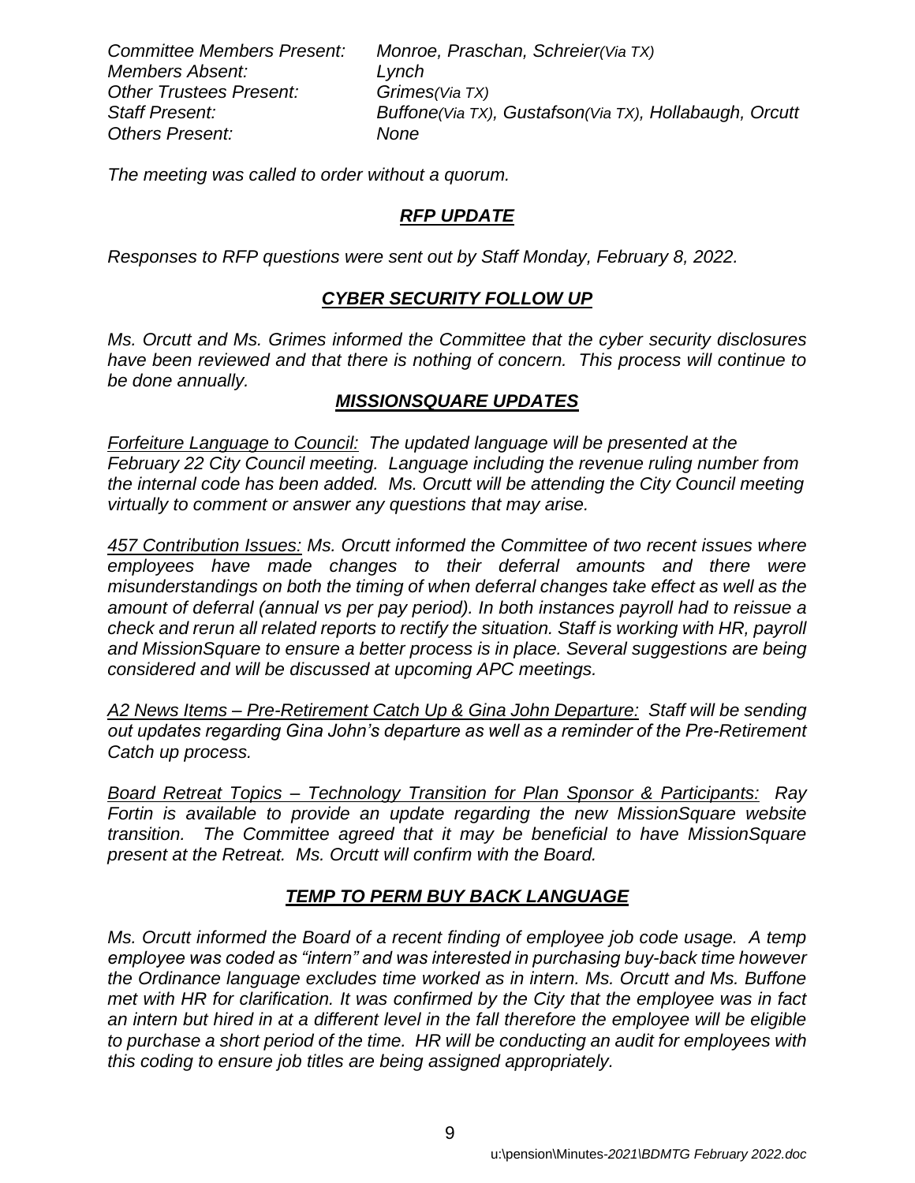*Committee Members Present:* *Monroe, Praschan, Schreier(Via TX)*
*Members Absent:* *Lynch*
*Other Trustees Present:* *Grimes(Via TX)*
*Staff Present:* *Buffone(Via TX), Gustafson(Via TX), Hollabaugh, Orcutt*
*Others Present:* *None*

*The meeting was called to order without a quorum.*

## ***RFP UPDATE***

*Responses to RFP questions were sent out by Staff Monday, February 8, 2022.*

## ***CYBER SECURITY FOLLOW UP***

*Ms. Orcutt and Ms. Grimes informed the Committee that the cyber security disclosures have been reviewed and that there is nothing of concern. This process will continue to be done annually.*

## ***MISSIONSQUARE UPDATES***

*Forfeiture Language to Council:* *The updated language will be presented at the February 22 City Council meeting. Language including the revenue ruling number from the internal code has been added. Ms. Orcutt will be attending the City Council meeting virtually to comment or answer any questions that may arise.*

*457 Contribution Issues:* *Ms. Orcutt informed the Committee of two recent issues where employees have made changes to their deferral amounts and there were misunderstandings on both the timing of when deferral changes take effect as well as the amount of deferral (annual vs per pay period). In both instances payroll had to reissue a check and rerun all related reports to rectify the situation. Staff is working with HR, payroll and MissionSquare to ensure a better process is in place. Several suggestions are being considered and will be discussed at upcoming APC meetings.*

*A2 News Items – Pre-Retirement Catch Up & Gina John Departure:* *Staff will be sending out updates regarding Gina John's departure as well as a reminder of the Pre-Retirement Catch up process.*

*Board Retreat Topics – Technology Transition for Plan Sponsor & Participants:* *Ray Fortin is available to provide an update regarding the new MissionSquare website transition. The Committee agreed that it may be beneficial to have MissionSquare present at the Retreat. Ms. Orcutt will confirm with the Board.*

## ***TEMP TO PERM BUY BACK LANGUAGE***

*Ms. Orcutt informed the Board of a recent finding of employee job code usage. A temp employee was coded as "intern" and was interested in purchasing buy-back time however the Ordinance language excludes time worked as in intern. Ms. Orcutt and Ms. Buffone met with HR for clarification. It was confirmed by the City that the employee was in fact an intern but hired in at a different level in the fall therefore the employee will be eligible to purchase a short period of the time. HR will be conducting an audit for employees with this coding to ensure job titles are being assigned appropriately.*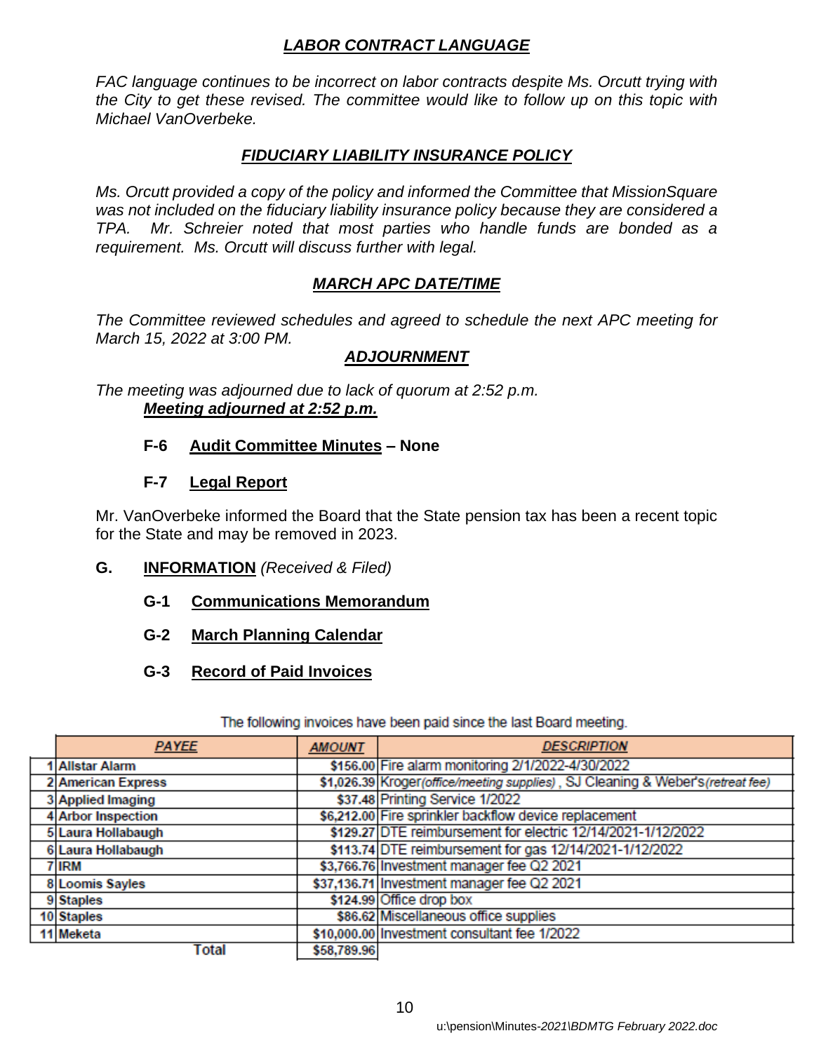### *LABOR CONTRACT LANGUAGE*

*FAC language continues to be incorrect on labor contracts despite Ms. Orcutt trying with the City to get these revised. The committee would like to follow up on this topic with Michael VanOverbeke.*

### *FIDUCIARY LIABILITY INSURANCE POLICY*

*Ms. Orcutt provided a copy of the policy and informed the Committee that MissionSquare was not included on the fiduciary liability insurance policy because they are considered a TPA. Mr. Schreier noted that most parties who handle funds are bonded as a requirement. Ms. Orcutt will discuss further with legal.*

### *MARCH APC DATE/TIME*

*The Committee reviewed schedules and agreed to schedule the next APC meeting for March 15, 2022 at 3:00 PM.*

### *ADJOURNMENT*

*The meeting was adjourned due to lack of quorum at 2:52 p.m.*
***Meeting adjourned at 2:52 p.m.***

**F-6 Audit Committee Minutes – None**

**F-7 Legal Report**

Mr. VanOverbeke informed the Board that the State pension tax has been a recent topic for the State and may be removed in 2023.

**G. INFORMATION** *(Received & Filed)*

**G-1 Communications Memorandum**

**G-2 March Planning Calendar**

**G-3 Record of Paid Invoices**

The following invoices have been paid since the last Board meeting.

| | PAYEE | AMOUNT | DESCRIPTION |
|---|---|---|---|
| 1 | Allstar Alarm | $156.00 | Fire alarm monitoring 2/1/2022-4/30/2022 |
| 2 | American Express | $1,026.39 | Kroger *(office/meeting supplies)* , SJ Cleaning & Weber's *(retreat fee)* |
| 3 | Applied Imaging | $37.48 | Printing Service 1/2022 |
| 4 | Arbor Inspection | $6,212.00 | Fire sprinkler backflow device replacement |
| 5 | Laura Hollabaugh | $129.27 | DTE reimbursement for electric 12/14/2021-1/12/2022 |
| 6 | Laura Hollabaugh | $113.74 | DTE reimbursement for gas 12/14/2021-1/12/2022 |
| 7 | IRM | $3,766.76 | Investment manager fee Q2 2021 |
| 8 | Loomis Sayles | $37,136.71 | Investment manager fee Q2 2021 |
| 9 | Staples | $124.99 | Office drop box |
| 10 | Staples | $86.62 | Miscellaneous office supplies |
| 11 | Meketa | $10,000.00 | Investment consultant fee 1/2022 |
| | Total | $58,789.96 | |

u:\pension\Minutes-*2021\BDMTG February 2022.doc*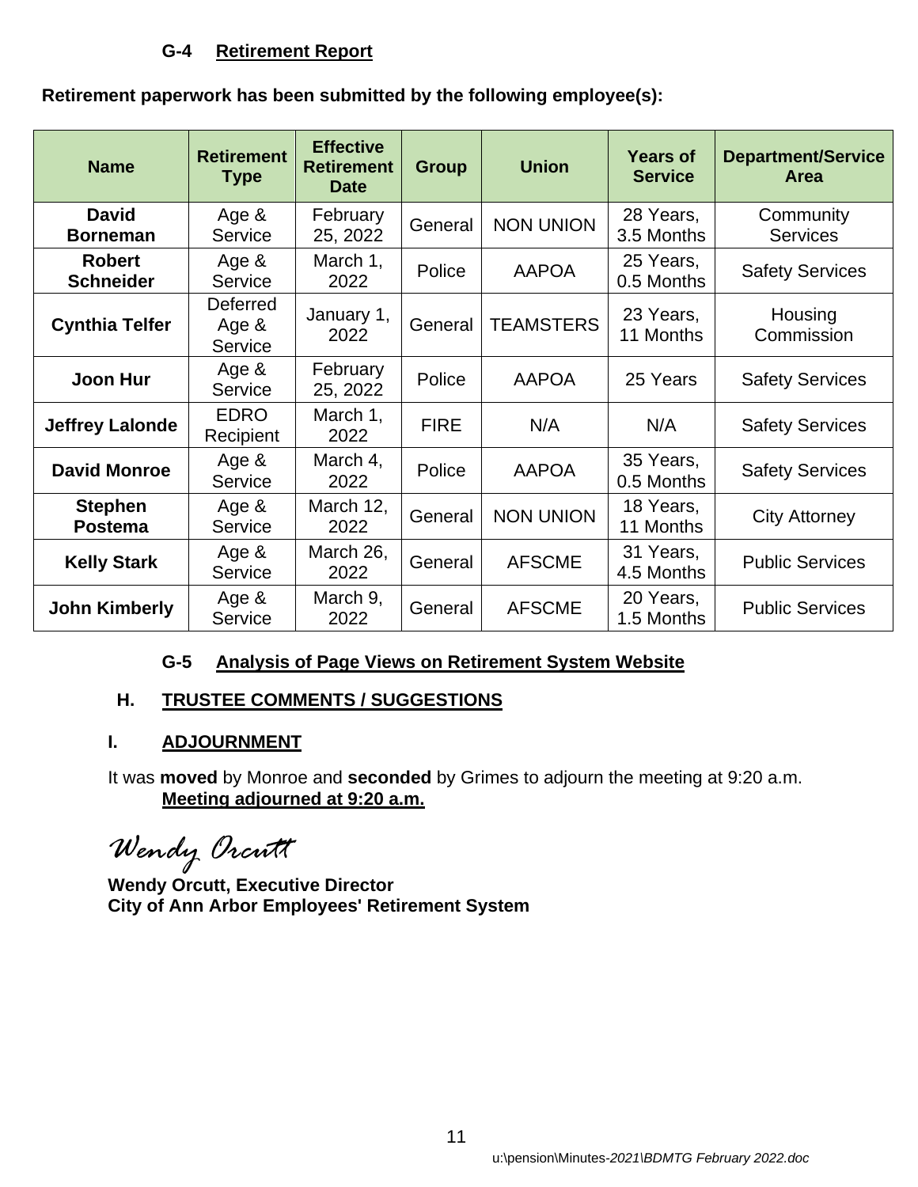### G-4 Retirement Report

**Retirement paperwork has been submitted by the following employee(s):**

| Name | Retirement Type | Effective Retirement Date | Group | Union | Years of Service | Department/Service Area |
|---|---|---|---|---|---|---|
| **David Borneman** | Age & Service | February 25, 2022 | General | NON UNION | 28 Years, 3.5 Months | Community Services |
| **Robert Schneider** | Age & Service | March 1, 2022 | Police | AAPOA | 25 Years, 0.5 Months | Safety Services |
| **Cynthia Telfer** | Deferred Age & Service | January 1, 2022 | General | TEAMSTERS | 23 Years, 11 Months | Housing Commission |
| **Joon Hur** | Age & Service | February 25, 2022 | Police | AAPOA | 25 Years | Safety Services |
| **Jeffrey Lalonde** | EDRO Recipient | March 1, 2022 | FIRE | N/A | N/A | Safety Services |
| **David Monroe** | Age & Service | March 4, 2022 | Police | AAPOA | 35 Years, 0.5 Months | Safety Services |
| **Stephen Postema** | Age & Service | March 12, 2022 | General | NON UNION | 18 Years, 11 Months | City Attorney |
| **Kelly Stark** | Age & Service | March 26, 2022 | General | AFSCME | 31 Years, 4.5 Months | Public Services |
| **John Kimberly** | Age & Service | March 9, 2022 | General | AFSCME | 20 Years, 1.5 Months | Public Services |

### G-5 Analysis of Page Views on Retirement System Website

## H. TRUSTEE COMMENTS / SUGGESTIONS

## I. ADJOURNMENT

It was **moved** by Monroe and **seconded** by Grimes to adjourn the meeting at 9:20 a.m.
**Meeting adjourned at 9:20 a.m.**

*Wendy Orcutt*

**Wendy Orcutt, Executive Director**
**City of Ann Arbor Employees' Retirement System**

u:\pension\Minutes-*2021\BDMTG February 2022.doc*